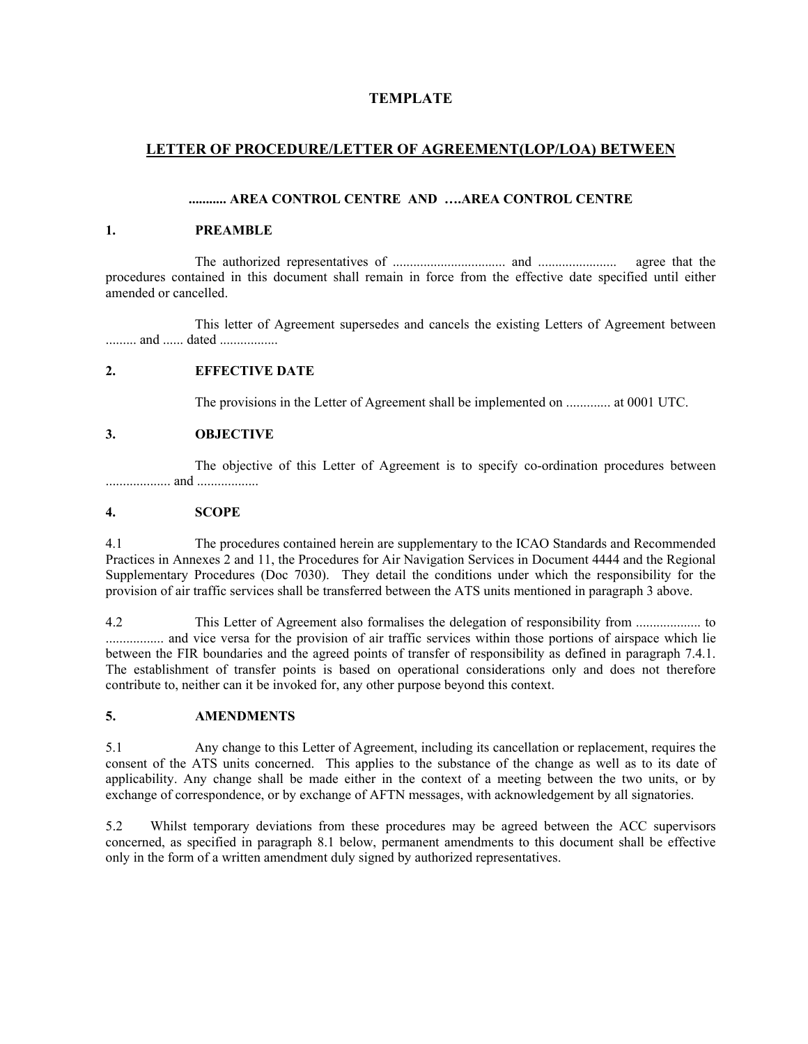# TEMPLATE

## LETTER OF PROCEDURE/LETTER OF AGREEMENT(LOP/LOA) BETWEEN

### ........... AREA CONTROL CENTRE AND ….AREA CONTROL CENTRE

**1. PREAMBLE**

The authorized representatives of ................................. and ....................... agree that the procedures contained in this document shall remain in force from the effective date specified until either amended or cancelled.

This letter of Agreement supersedes and cancels the existing Letters of Agreement between ......... and ...... dated .................

**2. EFFECTIVE DATE**

The provisions in the Letter of Agreement shall be implemented on ............. at 0001 UTC.

**3. OBJECTIVE**

The objective of this Letter of Agreement is to specify co-ordination procedures between ................... and ..................

**4. SCOPE**

4.1 The procedures contained herein are supplementary to the ICAO Standards and Recommended Practices in Annexes 2 and 11, the Procedures for Air Navigation Services in Document 4444 and the Regional Supplementary Procedures (Doc 7030). They detail the conditions under which the responsibility for the provision of air traffic services shall be transferred between the ATS units mentioned in paragraph 3 above.

4.2 This Letter of Agreement also formalises the delegation of responsibility from ................... to ................. and vice versa for the provision of air traffic services within those portions of airspace which lie between the FIR boundaries and the agreed points of transfer of responsibility as defined in paragraph 7.4.1. The establishment of transfer points is based on operational considerations only and does not therefore contribute to, neither can it be invoked for, any other purpose beyond this context.

**5. AMENDMENTS**

5.1 Any change to this Letter of Agreement, including its cancellation or replacement, requires the consent of the ATS units concerned. This applies to the substance of the change as well as to its date of applicability. Any change shall be made either in the context of a meeting between the two units, or by exchange of correspondence, or by exchange of AFTN messages, with acknowledgement by all signatories.

5.2 Whilst temporary deviations from these procedures may be agreed between the ACC supervisors concerned, as specified in paragraph 8.1 below, permanent amendments to this document shall be effective only in the form of a written amendment duly signed by authorized representatives.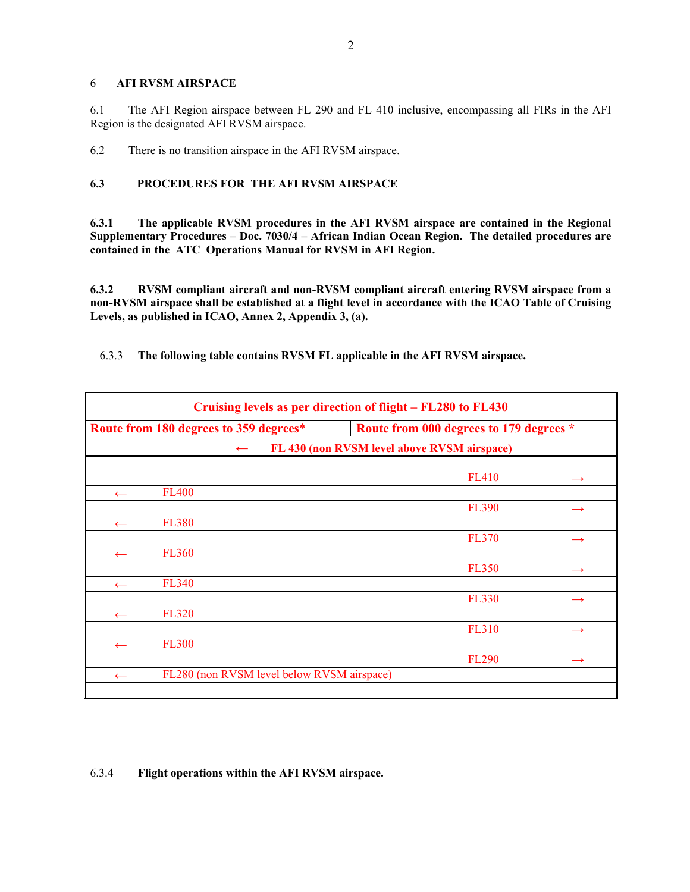## 6 AFI RVSM AIRSPACE

6.1 The AFI Region airspace between FL 290 and FL 410 inclusive, encompassing all FIRs in the AFI Region is the designated AFI RVSM airspace.

6.2 There is no transition airspace in the AFI RVSM airspace.

### 6.3 PROCEDURES FOR THE AFI RVSM AIRSPACE

**6.3.1 The applicable RVSM procedures in the AFI RVSM airspace are contained in the Regional Supplementary Procedures – Doc. 7030/4 – African Indian Ocean Region. The detailed procedures are contained in the ATC Operations Manual for RVSM in AFI Region.**

**6.3.2 RVSM compliant aircraft and non-RVSM compliant aircraft entering RVSM airspace from a non-RVSM airspace shall be established at a flight level in accordance with the ICAO Table of Cruising Levels, as published in ICAO, Annex 2, Appendix 3, (a).**

6.3.3 **The following table contains RVSM FL applicable in the AFI RVSM airspace.**

| **Cruising levels as per direction of flight – FL280 to FL430** | |
|---|---|
| **Route from 180 degrees to 359 degrees*** | **Route from 000 degrees to 179 degrees *** |
| **← FL 430 (non RVSM level above RVSM airspace)** | |
| | |
| | FL410 → |
| ← FL400 | |
| | FL390 → |
| ← FL380 | |
| | FL370 → |
| ← FL360 | |
| | FL350 → |
| ← FL340 | |
| | FL330 → |
| ← FL320 | |
| | FL310 → |
| ← FL300 | |
| | FL290 → |
| ← FL280 (non RVSM level below RVSM airspace) | |
| | |

6.3.4 **Flight operations within the AFI RVSM airspace.**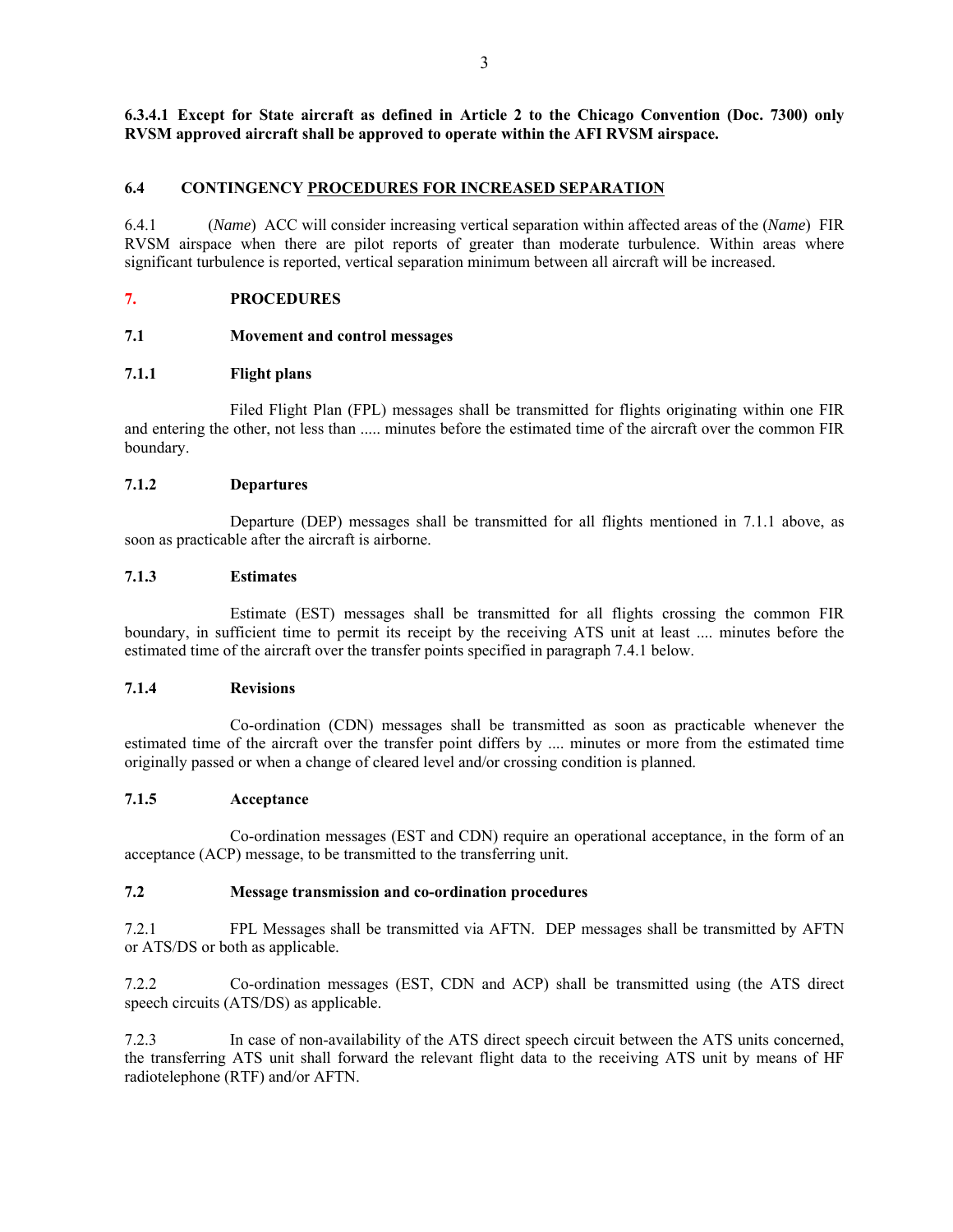**6.3.4.1 Except for State aircraft as defined in Article 2 to the Chicago Convention (Doc. 7300) only RVSM approved aircraft shall be approved to operate within the AFI RVSM airspace.**

### 6.4 CONTINGENCY PROCEDURES FOR INCREASED SEPARATION

6.4.1 (*Name*) ACC will consider increasing vertical separation within affected areas of the (*Name*) FIR RVSM airspace when there are pilot reports of greater than moderate turbulence. Within areas where significant turbulence is reported, vertical separation minimum between all aircraft will be increased.

## 7. PROCEDURES

### 7.1 Movement and control messages

#### 7.1.1 Flight plans

Filed Flight Plan (FPL) messages shall be transmitted for flights originating within one FIR and entering the other, not less than ..... minutes before the estimated time of the aircraft over the common FIR boundary.

#### 7.1.2 Departures

Departure (DEP) messages shall be transmitted for all flights mentioned in 7.1.1 above, as soon as practicable after the aircraft is airborne.

#### 7.1.3 Estimates

Estimate (EST) messages shall be transmitted for all flights crossing the common FIR boundary, in sufficient time to permit its receipt by the receiving ATS unit at least .... minutes before the estimated time of the aircraft over the transfer points specified in paragraph 7.4.1 below.

#### 7.1.4 Revisions

Co-ordination (CDN) messages shall be transmitted as soon as practicable whenever the estimated time of the aircraft over the transfer point differs by .... minutes or more from the estimated time originally passed or when a change of cleared level and/or crossing condition is planned.

#### 7.1.5 Acceptance

Co-ordination messages (EST and CDN) require an operational acceptance, in the form of an acceptance (ACP) message, to be transmitted to the transferring unit.

### 7.2 Message transmission and co-ordination procedures

7.2.1 FPL Messages shall be transmitted via AFTN. DEP messages shall be transmitted by AFTN or ATS/DS or both as applicable.

7.2.2 Co-ordination messages (EST, CDN and ACP) shall be transmitted using (the ATS direct speech circuits (ATS/DS) as applicable.

7.2.3 In case of non-availability of the ATS direct speech circuit between the ATS units concerned, the transferring ATS unit shall forward the relevant flight data to the receiving ATS unit by means of HF radiotelephone (RTF) and/or AFTN.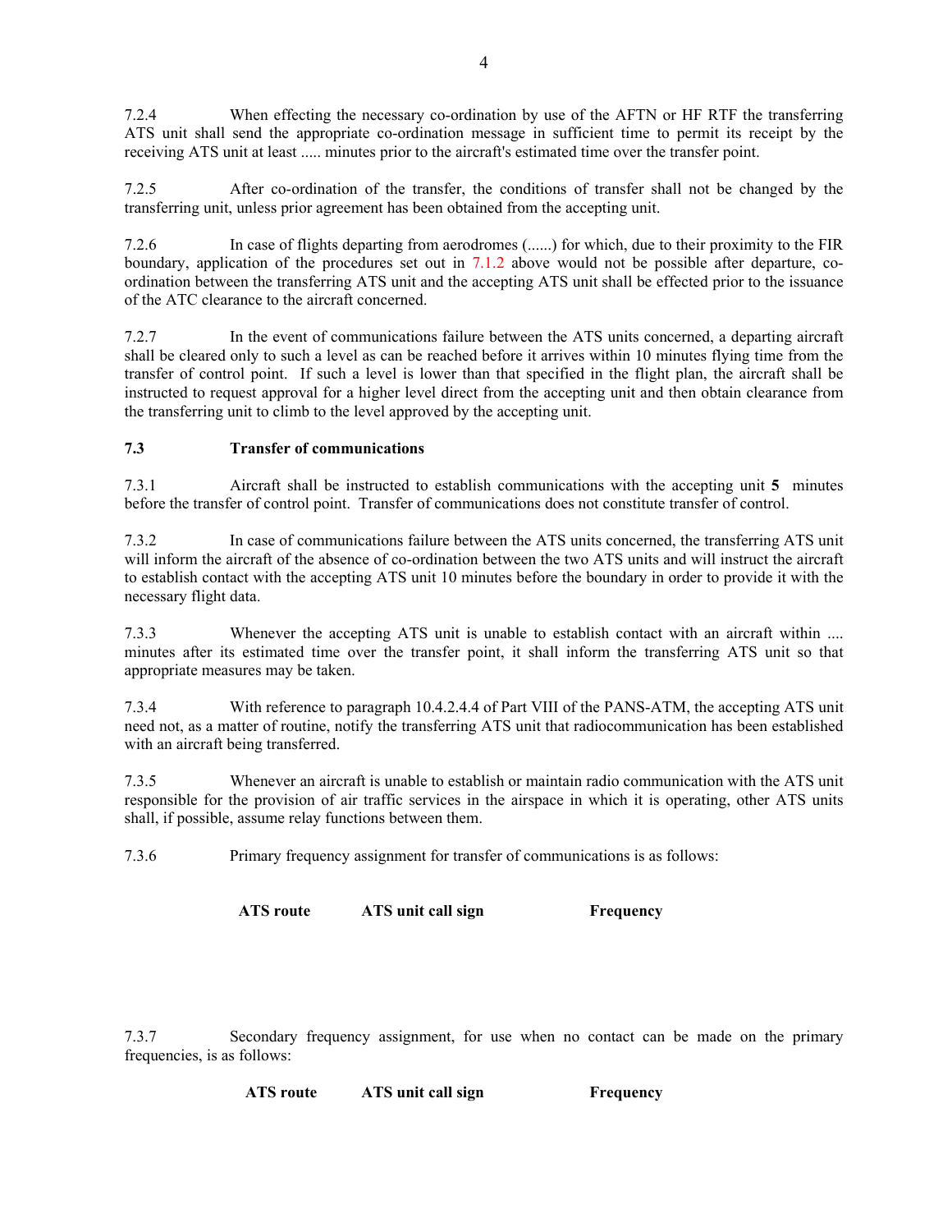7.2.4 When effecting the necessary co-ordination by use of the AFTN or HF RTF the transferring ATS unit shall send the appropriate co-ordination message in sufficient time to permit its receipt by the receiving ATS unit at least ..... minutes prior to the aircraft's estimated time over the transfer point.

7.2.5 After co-ordination of the transfer, the conditions of transfer shall not be changed by the transferring unit, unless prior agreement has been obtained from the accepting unit.

7.2.6 In case of flights departing from aerodromes (......) for which, due to their proximity to the FIR boundary, application of the procedures set out in 7.1.2 above would not be possible after departure, co-ordination between the transferring ATS unit and the accepting ATS unit shall be effected prior to the issuance of the ATC clearance to the aircraft concerned.

7.2.7 In the event of communications failure between the ATS units concerned, a departing aircraft shall be cleared only to such a level as can be reached before it arrives within 10 minutes flying time from the transfer of control point. If such a level is lower than that specified in the flight plan, the aircraft shall be instructed to request approval for a higher level direct from the accepting unit and then obtain clearance from the transferring unit to climb to the level approved by the accepting unit.

### 7.3 Transfer of communications

7.3.1 Aircraft shall be instructed to establish communications with the accepting unit **5** minutes before the transfer of control point. Transfer of communications does not constitute transfer of control.

7.3.2 In case of communications failure between the ATS units concerned, the transferring ATS unit will inform the aircraft of the absence of co-ordination between the two ATS units and will instruct the aircraft to establish contact with the accepting ATS unit 10 minutes before the boundary in order to provide it with the necessary flight data.

7.3.3 Whenever the accepting ATS unit is unable to establish contact with an aircraft within .... minutes after its estimated time over the transfer point, it shall inform the transferring ATS unit so that appropriate measures may be taken.

7.3.4 With reference to paragraph 10.4.2.4.4 of Part VIII of the PANS-ATM, the accepting ATS unit need not, as a matter of routine, notify the transferring ATS unit that radiocommunication has been established with an aircraft being transferred.

7.3.5 Whenever an aircraft is unable to establish or maintain radio communication with the ATS unit responsible for the provision of air traffic services in the airspace in which it is operating, other ATS units shall, if possible, assume relay functions between them.

7.3.6 Primary frequency assignment for transfer of communications is as follows:

| ATS route | ATS unit call sign | Frequency |
|---|---|---|
| | | |

7.3.7 Secondary frequency assignment, for use when no contact can be made on the primary frequencies, is as follows:

| ATS route | ATS unit call sign | Frequency |
|---|---|---|
| | | |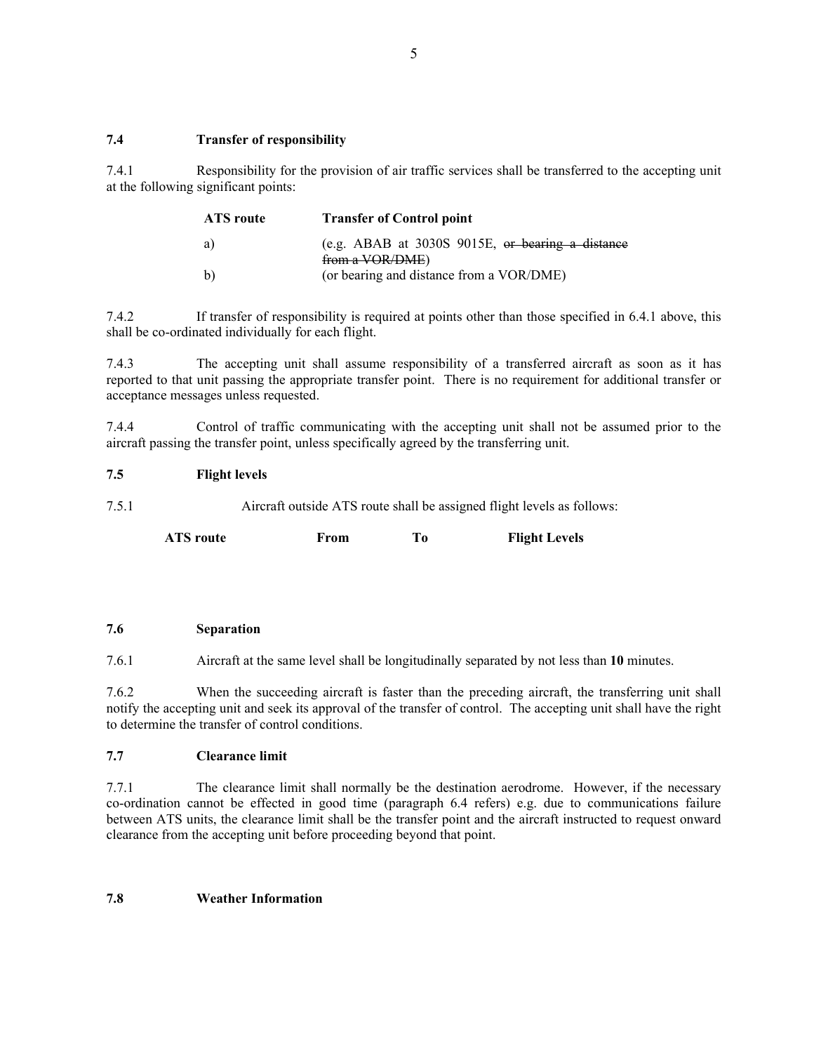### 7.4 Transfer of responsibility

7.4.1 Responsibility for the provision of air traffic services shall be transferred to the accepting unit at the following significant points:

| ATS route | Transfer of Control point |
| --- | --- |
| a) | (e.g. ABAB at 3030S 9015E, ~~or bearing a distance from a VOR/DME~~) |
| b) | (or bearing and distance from a VOR/DME) |

7.4.2 If transfer of responsibility is required at points other than those specified in 6.4.1 above, this shall be co-ordinated individually for each flight.

7.4.3 The accepting unit shall assume responsibility of a transferred aircraft as soon as it has reported to that unit passing the appropriate transfer point. There is no requirement for additional transfer or acceptance messages unless requested.

7.4.4 Control of traffic communicating with the accepting unit shall not be assumed prior to the aircraft passing the transfer point, unless specifically agreed by the transferring unit.

### 7.5 Flight levels

7.5.1 Aircraft outside ATS route shall be assigned flight levels as follows:

| ATS route | From | To | Flight Levels |
| --- | --- | --- | --- |
| | | | |

### 7.6 Separation

7.6.1 Aircraft at the same level shall be longitudinally separated by not less than **10** minutes.

7.6.2 When the succeeding aircraft is faster than the preceding aircraft, the transferring unit shall notify the accepting unit and seek its approval of the transfer of control. The accepting unit shall have the right to determine the transfer of control conditions.

### 7.7 Clearance limit

7.7.1 The clearance limit shall normally be the destination aerodrome. However, if the necessary co-ordination cannot be effected in good time (paragraph 6.4 refers) e.g. due to communications failure between ATS units, the clearance limit shall be the transfer point and the aircraft instructed to request onward clearance from the accepting unit before proceeding beyond that point.

### 7.8 Weather Information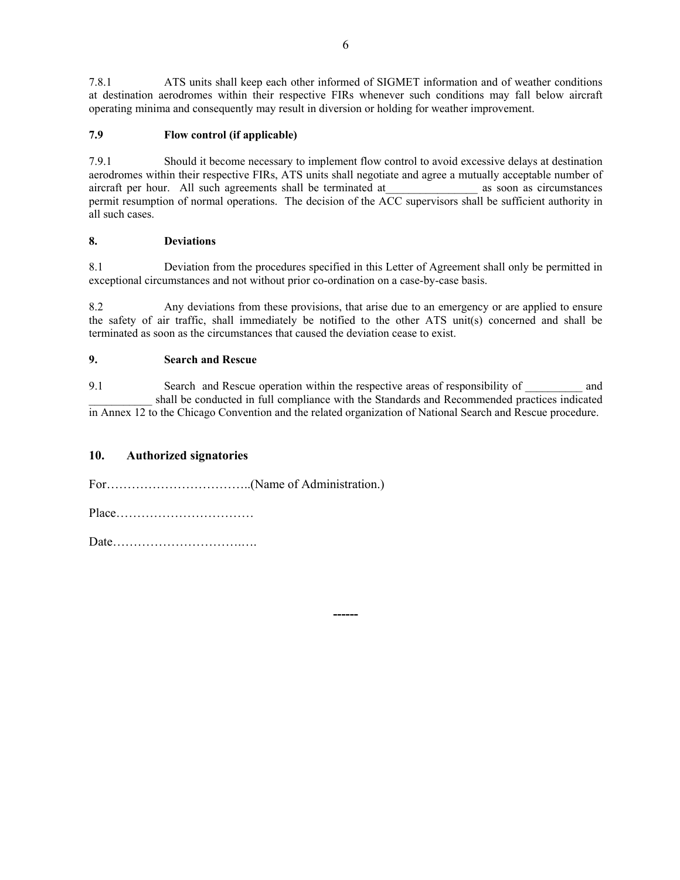7.8.1 ATS units shall keep each other informed of SIGMET information and of weather conditions at destination aerodromes within their respective FIRs whenever such conditions may fall below aircraft operating minima and consequently may result in diversion or holding for weather improvement.

**7.9 Flow control (if applicable)**

7.9.1 Should it become necessary to implement flow control to avoid excessive delays at destination aerodromes within their respective FIRs, ATS units shall negotiate and agree a mutually acceptable number of aircraft per hour. All such agreements shall be terminated at________________ as soon as circumstances permit resumption of normal operations. The decision of the ACC supervisors shall be sufficient authority in all such cases.

**8. Deviations**

8.1 Deviation from the procedures specified in this Letter of Agreement shall only be permitted in exceptional circumstances and not without prior co-ordination on a case-by-case basis.

8.2 Any deviations from these provisions, that arise due to an emergency or are applied to ensure the safety of air traffic, shall immediately be notified to the other ATS unit(s) concerned and shall be terminated as soon as the circumstances that caused the deviation cease to exist.

**9. Search and Rescue**

9.1 Search and Rescue operation within the respective areas of responsibility of __________ and ___________ shall be conducted in full compliance with the Standards and Recommended practices indicated in Annex 12 to the Chicago Convention and the related organization of National Search and Rescue procedure.

## 10. Authorized signatories

For……………………………..(Name of Administration.)

Place……………………………

Date…………………………….…

------